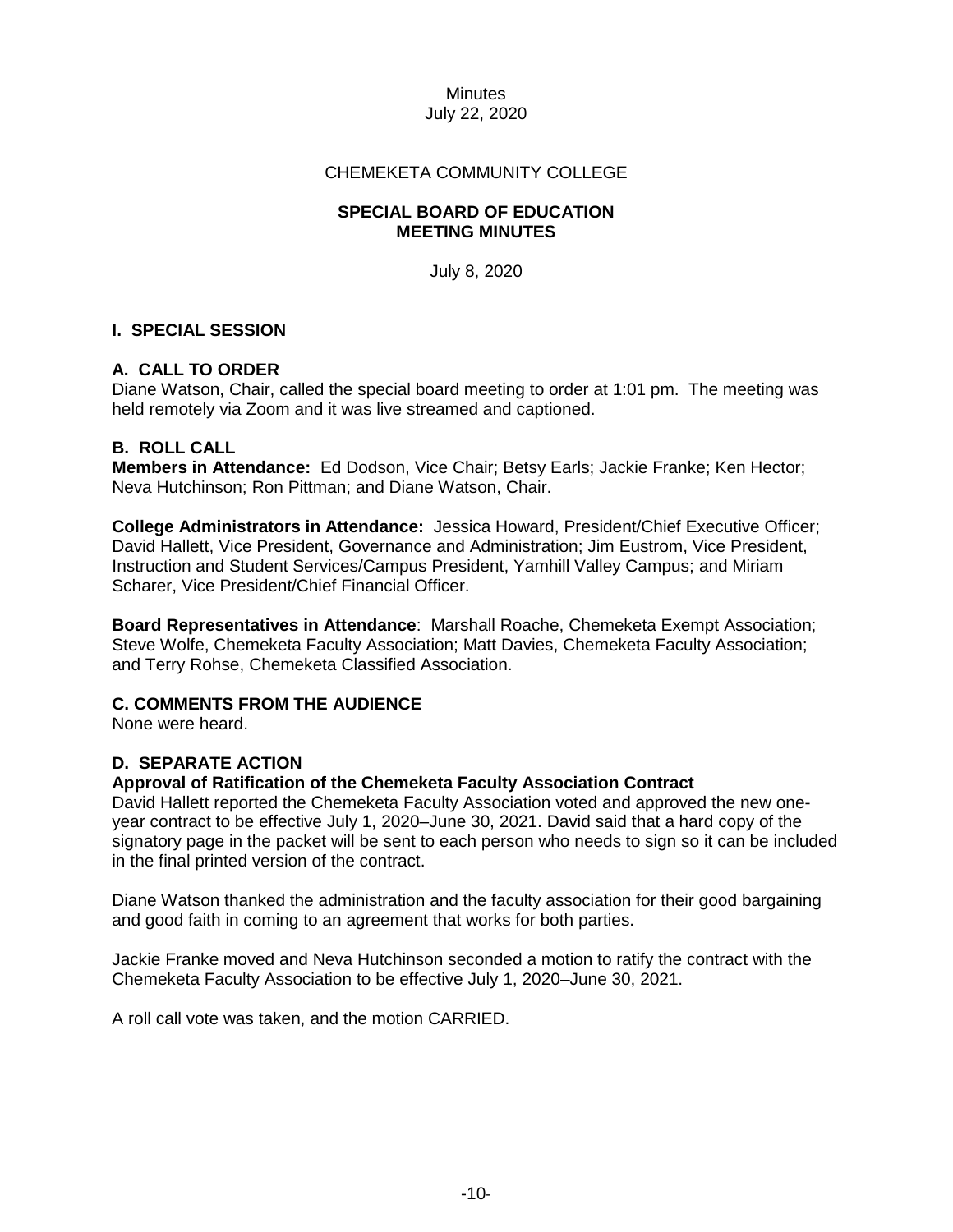Minutes
July 22, 2020

CHEMEKETA COMMUNITY COLLEGE

**SPECIAL BOARD OF EDUCATION**
**MEETING MINUTES**

July 8, 2020

## I. SPECIAL SESSION

### A. CALL TO ORDER

Diane Watson, Chair, called the special board meeting to order at 1:01 pm. The meeting was held remotely via Zoom and it was live streamed and captioned.

### B. ROLL CALL

**Members in Attendance:** Ed Dodson, Vice Chair; Betsy Earls; Jackie Franke; Ken Hector; Neva Hutchinson; Ron Pittman; and Diane Watson, Chair.

**College Administrators in Attendance:** Jessica Howard, President/Chief Executive Officer; David Hallett, Vice President, Governance and Administration; Jim Eustrom, Vice President, Instruction and Student Services/Campus President, Yamhill Valley Campus; and Miriam Scharer, Vice President/Chief Financial Officer.

**Board Representatives in Attendance**: Marshall Roache, Chemeketa Exempt Association; Steve Wolfe, Chemeketa Faculty Association; Matt Davies, Chemeketa Faculty Association; and Terry Rohse, Chemeketa Classified Association.

### C. COMMENTS FROM THE AUDIENCE

None were heard.

### D. SEPARATE ACTION

**Approval of Ratification of the Chemeketa Faculty Association Contract**

David Hallett reported the Chemeketa Faculty Association voted and approved the new one-year contract to be effective July 1, 2020–June 30, 2021. David said that a hard copy of the signatory page in the packet will be sent to each person who needs to sign so it can be included in the final printed version of the contract.

Diane Watson thanked the administration and the faculty association for their good bargaining and good faith in coming to an agreement that works for both parties.

Jackie Franke moved and Neva Hutchinson seconded a motion to ratify the contract with the Chemeketa Faculty Association to be effective July 1, 2020–June 30, 2021.

A roll call vote was taken, and the motion CARRIED.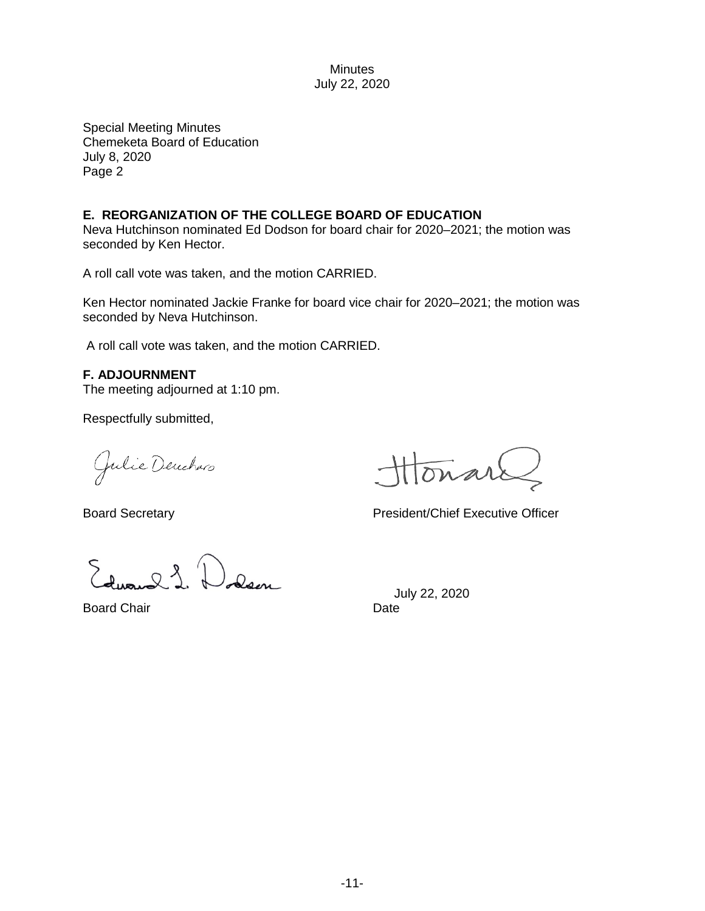Special Meeting Minutes
Chemeketa Board of Education
July 8, 2020
Page 2

**E. REORGANIZATION OF THE COLLEGE BOARD OF EDUCATION**

Neva Hutchinson nominated Ed Dodson for board chair for 2020–2021; the motion was seconded by Ken Hector.

A roll call vote was taken, and the motion CARRIED.

Ken Hector nominated Jackie Franke for board vice chair for 2020–2021; the motion was seconded by Neva Hutchinson.

A roll call vote was taken, and the motion CARRIED.

**F. ADJOURNMENT**

The meeting adjourned at 1:10 pm.

Respectfully submitted,

Board Secretary

President/Chief Executive Officer

Board Chair

July 22, 2020
Date